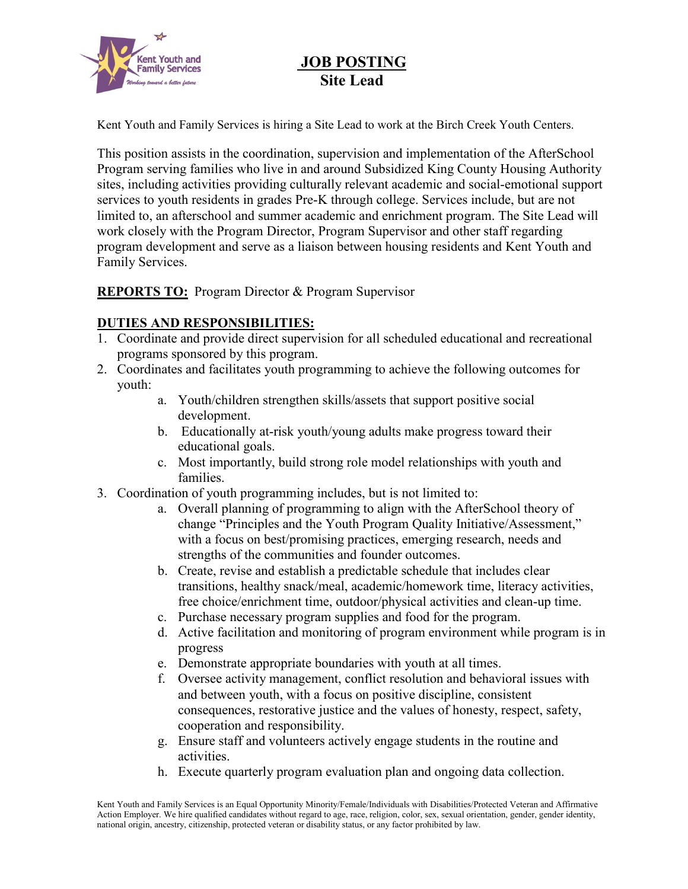# JOB POSTING
## Site Lead

Kent Youth and Family Services is hiring a Site Lead to work at the Birch Creek Youth Centers.

This position assists in the coordination, supervision and implementation of the AfterSchool Program serving families who live in and around Subsidized King County Housing Authority sites, including activities providing culturally relevant academic and social-emotional support services to youth residents in grades Pre-K through college. Services include, but are not limited to, an afterschool and summer academic and enrichment program. The Site Lead will work closely with the Program Director, Program Supervisor and other staff regarding program development and serve as a liaison between housing residents and Kent Youth and Family Services.

**REPORTS TO:** Program Director & Program Supervisor

**DUTIES AND RESPONSIBILITIES:**

1. Coordinate and provide direct supervision for all scheduled educational and recreational programs sponsored by this program.
2. Coordinates and facilitates youth programming to achieve the following outcomes for youth:
   a. Youth/children strengthen skills/assets that support positive social development.
   b. Educationally at-risk youth/young adults make progress toward their educational goals.
   c. Most importantly, build strong role model relationships with youth and families.
3. Coordination of youth programming includes, but is not limited to:
   a. Overall planning of programming to align with the AfterSchool theory of change "Principles and the Youth Program Quality Initiative/Assessment," with a focus on best/promising practices, emerging research, needs and strengths of the communities and founder outcomes.
   b. Create, revise and establish a predictable schedule that includes clear transitions, healthy snack/meal, academic/homework time, literacy activities, free choice/enrichment time, outdoor/physical activities and clean-up time.
   c. Purchase necessary program supplies and food for the program.
   d. Active facilitation and monitoring of program environment while program is in progress
   e. Demonstrate appropriate boundaries with youth at all times.
   f. Oversee activity management, conflict resolution and behavioral issues with and between youth, with a focus on positive discipline, consistent consequences, restorative justice and the values of honesty, respect, safety, cooperation and responsibility.
   g. Ensure staff and volunteers actively engage students in the routine and activities.
   h. Execute quarterly program evaluation plan and ongoing data collection.

Kent Youth and Family Services is an Equal Opportunity Minority/Female/Individuals with Disabilities/Protected Veteran and Affirmative Action Employer. We hire qualified candidates without regard to age, race, religion, color, sex, sexual orientation, gender, gender identity, national origin, ancestry, citizenship, protected veteran or disability status, or any factor prohibited by law.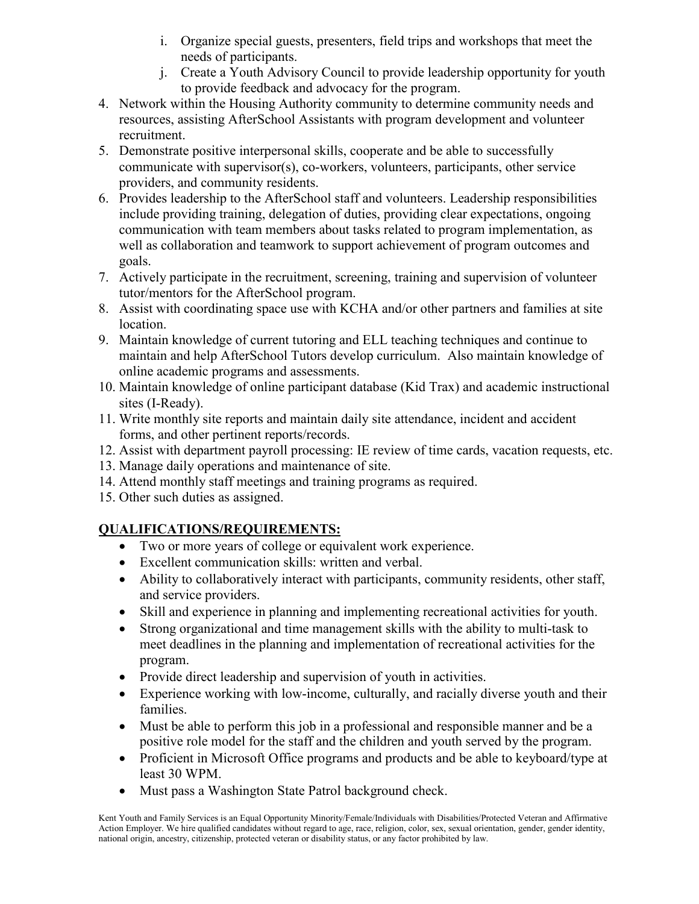i. Organize special guests, presenters, field trips and workshops that meet the needs of participants.
   j. Create a Youth Advisory Council to provide leadership opportunity for youth to provide feedback and advocacy for the program.
4. Network within the Housing Authority community to determine community needs and resources, assisting AfterSchool Assistants with program development and volunteer recruitment.
5. Demonstrate positive interpersonal skills, cooperate and be able to successfully communicate with supervisor(s), co-workers, volunteers, participants, other service providers, and community residents.
6. Provides leadership to the AfterSchool staff and volunteers. Leadership responsibilities include providing training, delegation of duties, providing clear expectations, ongoing communication with team members about tasks related to program implementation, as well as collaboration and teamwork to support achievement of program outcomes and goals.
7. Actively participate in the recruitment, screening, training and supervision of volunteer tutor/mentors for the AfterSchool program.
8. Assist with coordinating space use with KCHA and/or other partners and families at site location.
9. Maintain knowledge of current tutoring and ELL teaching techniques and continue to maintain and help AfterSchool Tutors develop curriculum. Also maintain knowledge of online academic programs and assessments.
10. Maintain knowledge of online participant database (Kid Trax) and academic instructional sites (I-Ready).
11. Write monthly site reports and maintain daily site attendance, incident and accident forms, and other pertinent reports/records.
12. Assist with department payroll processing: IE review of time cards, vacation requests, etc.
13. Manage daily operations and maintenance of site.
14. Attend monthly staff meetings and training programs as required.
15. Other such duties as assigned.

## QUALIFICATIONS/REQUIREMENTS:

- Two or more years of college or equivalent work experience.
- Excellent communication skills: written and verbal.
- Ability to collaboratively interact with participants, community residents, other staff, and service providers.
- Skill and experience in planning and implementing recreational activities for youth.
- Strong organizational and time management skills with the ability to multi-task to meet deadlines in the planning and implementation of recreational activities for the program.
- Provide direct leadership and supervision of youth in activities.
- Experience working with low-income, culturally, and racially diverse youth and their families.
- Must be able to perform this job in a professional and responsible manner and be a positive role model for the staff and the children and youth served by the program.
- Proficient in Microsoft Office programs and products and be able to keyboard/type at least 30 WPM.
- Must pass a Washington State Patrol background check.

Kent Youth and Family Services is an Equal Opportunity Minority/Female/Individuals with Disabilities/Protected Veteran and Affirmative Action Employer. We hire qualified candidates without regard to age, race, religion, color, sex, sexual orientation, gender, gender identity, national origin, ancestry, citizenship, protected veteran or disability status, or any factor prohibited by law.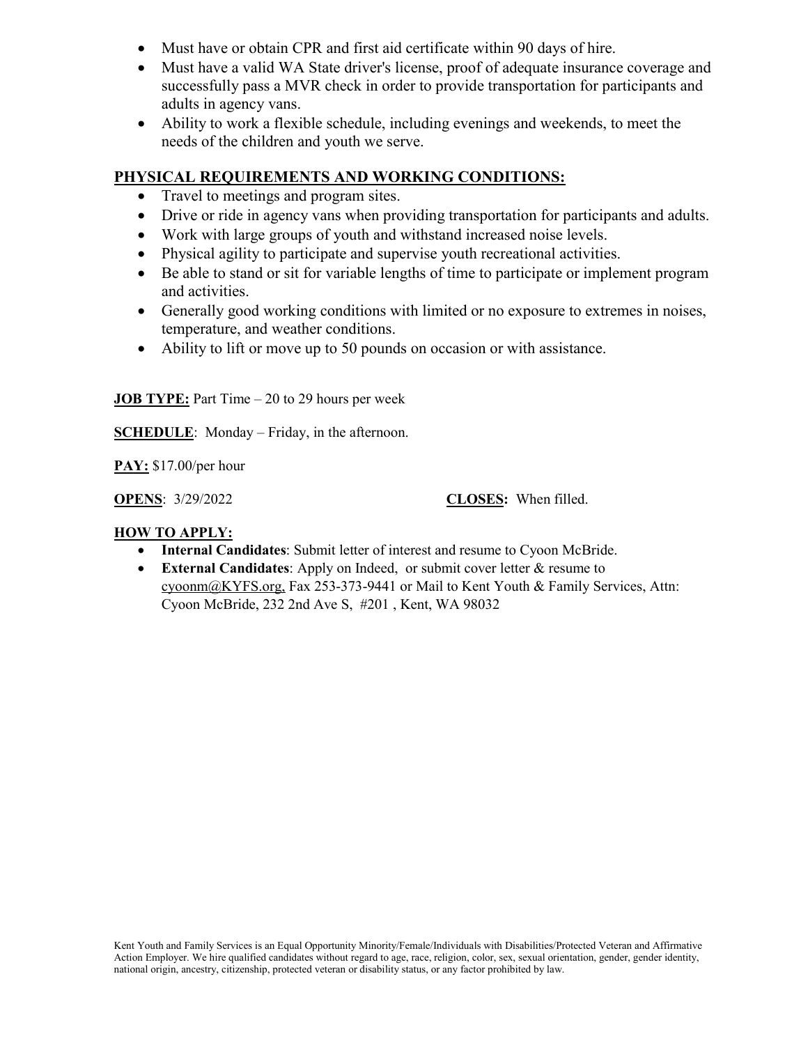- Must have or obtain CPR and first aid certificate within 90 days of hire.
- Must have a valid WA State driver's license, proof of adequate insurance coverage and successfully pass a MVR check in order to provide transportation for participants and adults in agency vans.
- Ability to work a flexible schedule, including evenings and weekends, to meet the needs of the children and youth we serve.

## PHYSICAL REQUIREMENTS AND WORKING CONDITIONS:

- Travel to meetings and program sites.
- Drive or ride in agency vans when providing transportation for participants and adults.
- Work with large groups of youth and withstand increased noise levels.
- Physical agility to participate and supervise youth recreational activities.
- Be able to stand or sit for variable lengths of time to participate or implement program and activities.
- Generally good working conditions with limited or no exposure to extremes in noises, temperature, and weather conditions.
- Ability to lift or move up to 50 pounds on occasion or with assistance.

**JOB TYPE:** Part Time – 20 to 29 hours per week

**SCHEDULE**: Monday – Friday, in the afternoon.

**PAY:** $17.00/per hour

**OPENS**: 3/29/2022 **CLOSES:** When filled.

## HOW TO APPLY:

- **Internal Candidates**: Submit letter of interest and resume to Cyoon McBride.
- **External Candidates**: Apply on Indeed, or submit cover letter & resume to cyoonm@KYFS.org, Fax 253-373-9441 or Mail to Kent Youth & Family Services, Attn: Cyoon McBride, 232 2nd Ave S, #201 , Kent, WA 98032

Kent Youth and Family Services is an Equal Opportunity Minority/Female/Individuals with Disabilities/Protected Veteran and Affirmative Action Employer. We hire qualified candidates without regard to age, race, religion, color, sex, sexual orientation, gender, gender identity, national origin, ancestry, citizenship, protected veteran or disability status, or any factor prohibited by law.